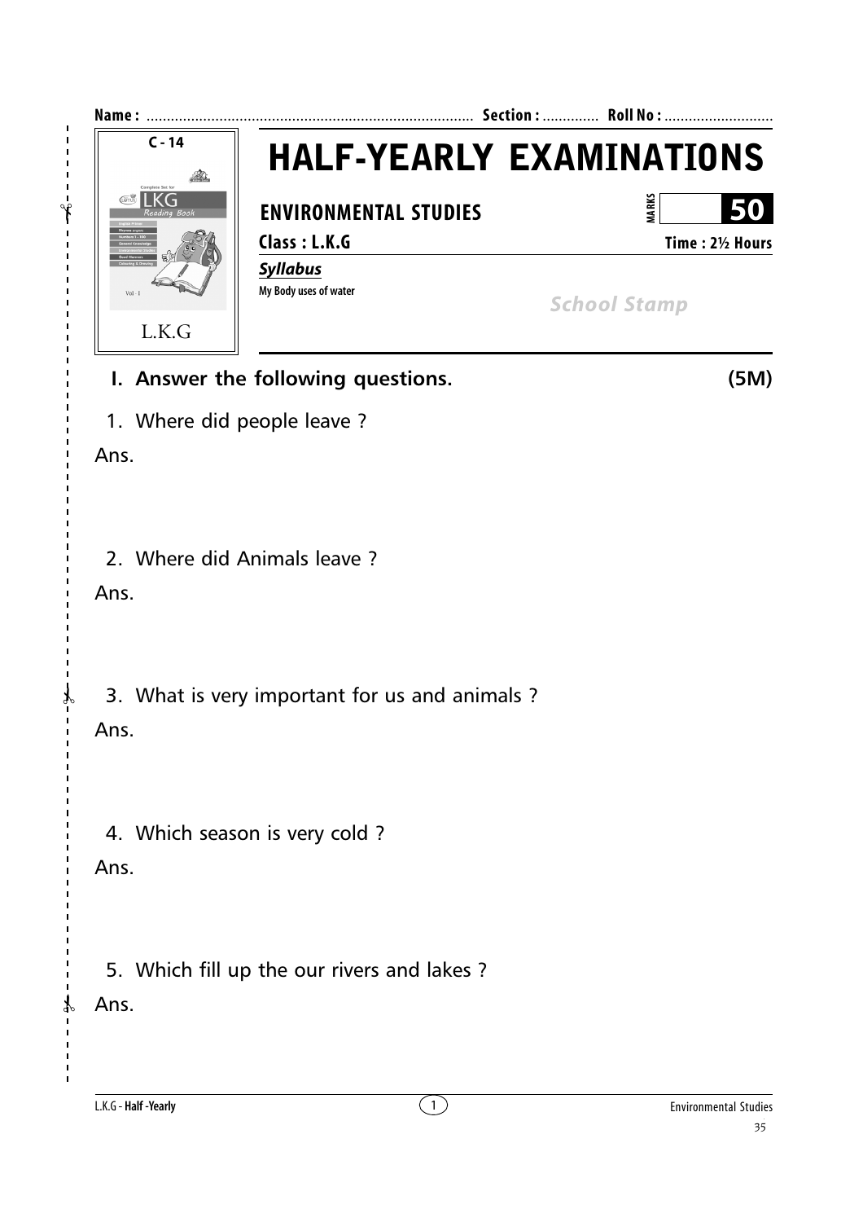Name : ................................................................................ Section : ............. Roll No : ..........................

C - 14

L.K.G

# HALF-YEARLY EXAMINATIONS

## ENVIRONMENTAL STUDIES

MARKS **50**

**Class : L.K.G** **Time : 2½ Hours**

***Syllabus***

**My Body uses of water**

*School Stamp*

### I. Answer the following questions. (5M)

1. Where did people leave ?

Ans.

2. Where did Animals leave ?

Ans.

3. What is very important for us and animals ?

Ans.

4. Which season is very cold ?

Ans.

5. Which fill up the our rivers and lakes ?

Ans.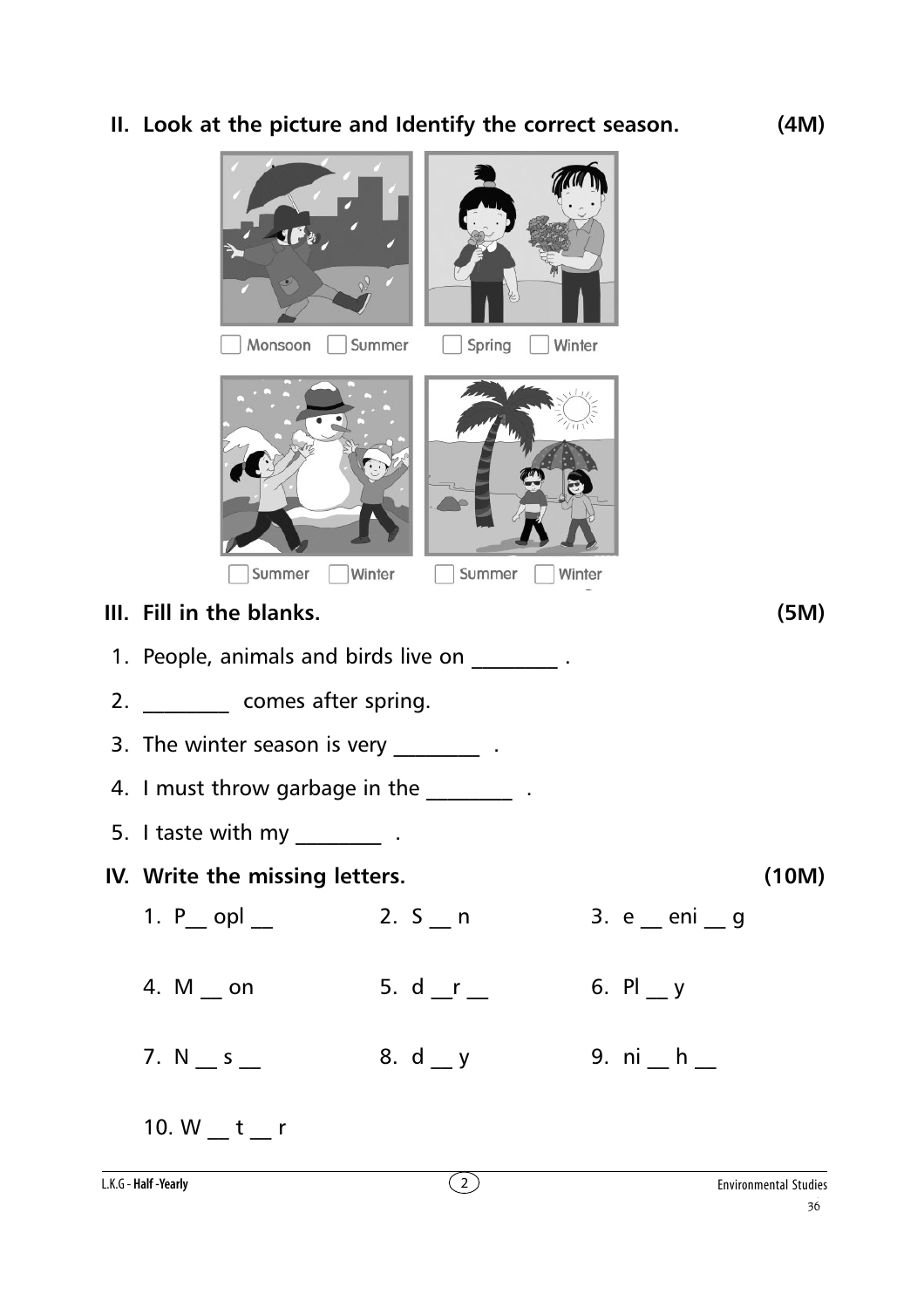## II. Look at the picture and Identify the correct season. (4M)

☐ Monsoon ☐ Summer ☐ Spring ☐ Winter

☐ Summer ☐ Winter ☐ Summer ☐ Winter

## III. Fill in the blanks. (5M)

1. People, animals and birds live on ________ .
2. ________ comes after spring.
3. The winter season is very ________ .
4. I must throw garbage in the ________ .
5. I taste with my ________ .

## IV. Write the missing letters. (10M)

1. P__ opl __
2. S __ n
3. e __ eni __ g
4. M __ on
5. d __r __
6. Pl __ y
7. N __ s __
8. d __ y
9. ni __ h __
10. W __ t __ r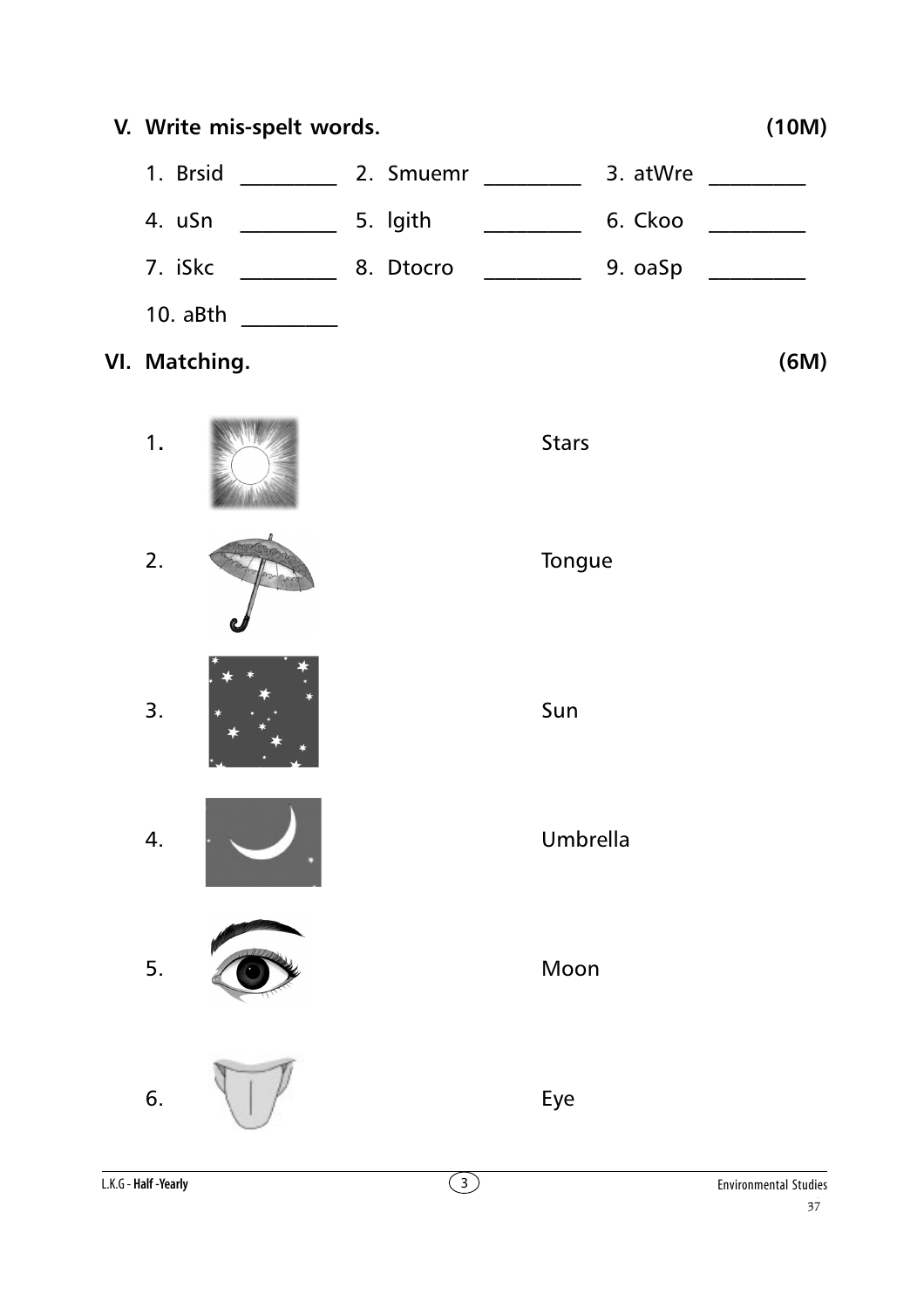## V. Write mis-spelt words. (10M)

1. Brsid _________ 2. Smuemr _________ 3. atWre _________

4. uSn _________ 5. lgith _________ 6. Ckoo _________

7. iSkc _________ 8. Dtocro _________ 9. oaSp _________

10. aBth _________

## VI. Matching. (6M)

| | |
|---|---|
| 1. | Stars |
| 2. | Tongue |
| 3. | Sun |
| 4. | Umbrella |
| 5. | Moon |
| 6. | Eye |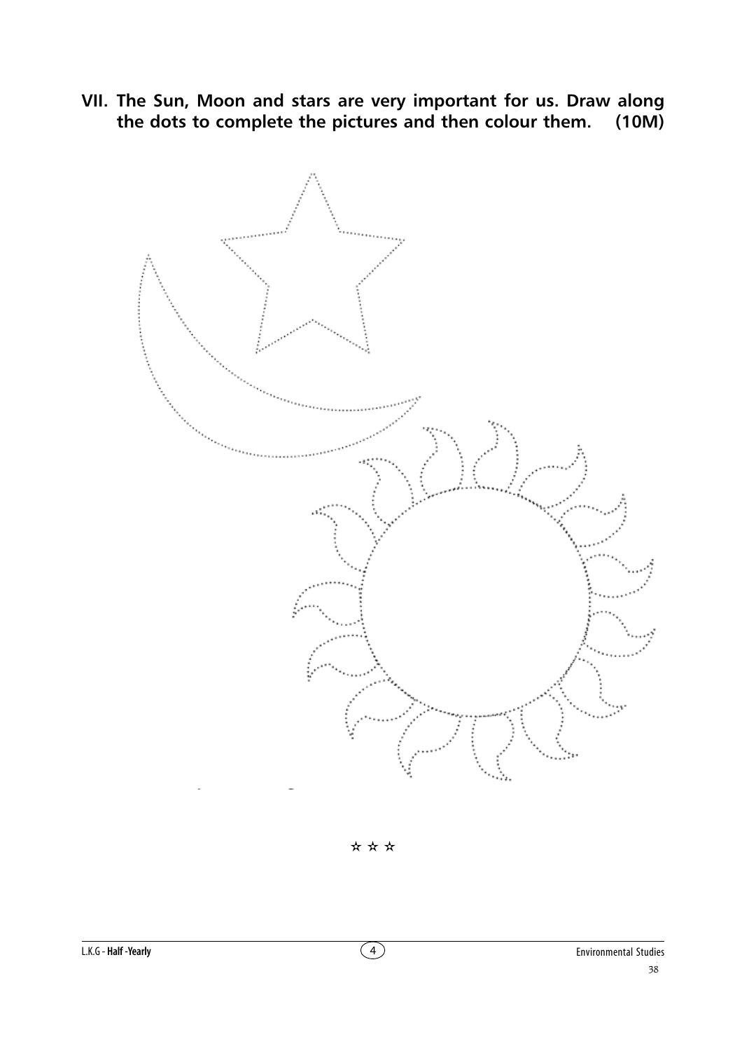**VII. The Sun, Moon and stars are very important for us. Draw along the dots to complete the pictures and then colour them. (10M)**

☆ ☆ ☆